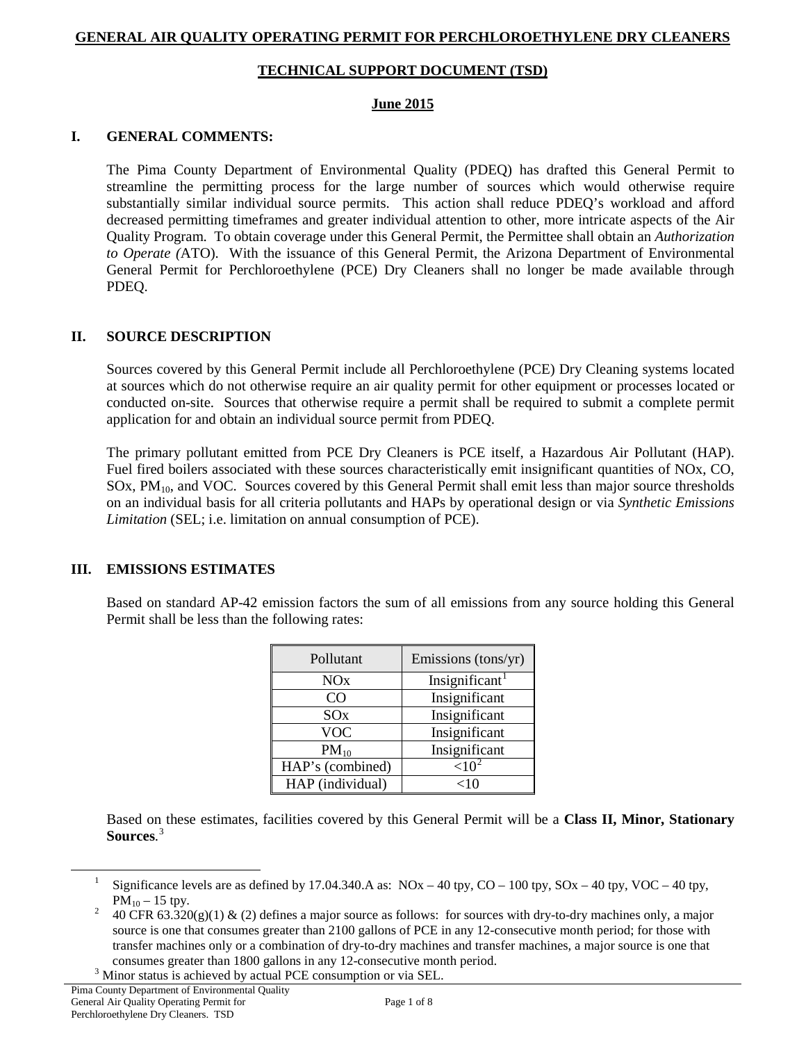**GENERAL AIR QUALITY OPERATING PERMIT FOR PERCHLOROETHYLENE DRY CLEANERS**

**TECHNICAL SUPPORT DOCUMENT (TSD)**

**June 2015**

## I. GENERAL COMMENTS:

The Pima County Department of Environmental Quality (PDEQ) has drafted this General Permit to streamline the permitting process for the large number of sources which would otherwise require substantially similar individual source permits. This action shall reduce PDEQ's workload and afford decreased permitting timeframes and greater individual attention to other, more intricate aspects of the Air Quality Program. To obtain coverage under this General Permit, the Permittee shall obtain an *Authorization to Operate (*ATO). With the issuance of this General Permit, the Arizona Department of Environmental General Permit for Perchloroethylene (PCE) Dry Cleaners shall no longer be made available through PDEQ.

## II. SOURCE DESCRIPTION

Sources covered by this General Permit include all Perchloroethylene (PCE) Dry Cleaning systems located at sources which do not otherwise require an air quality permit for other equipment or processes located or conducted on-site. Sources that otherwise require a permit shall be required to submit a complete permit application for and obtain an individual source permit from PDEQ.

The primary pollutant emitted from PCE Dry Cleaners is PCE itself, a Hazardous Air Pollutant (HAP). Fuel fired boilers associated with these sources characteristically emit insignificant quantities of NOx, CO, SOx, $PM_{10}$, and VOC. Sources covered by this General Permit shall emit less than major source thresholds on an individual basis for all criteria pollutants and HAPs by operational design or via *Synthetic Emissions Limitation* (SEL; i.e. limitation on annual consumption of PCE).

## III. EMISSIONS ESTIMATES

Based on standard AP-42 emission factors the sum of all emissions from any source holding this General Permit shall be less than the following rates:

| Pollutant | Emissions (tons/yr) |
|---|---|
| NOx | Insignificant[1] |
| CO | Insignificant |
| SOx | Insignificant |
| VOC | Insignificant |
| $PM_{10}$ | Insignificant |
| HAP's (combined) | <10[2] |
| HAP (individual) | <10 |

Based on these estimates, facilities covered by this General Permit will be a **Class II, Minor, Stationary Sources**.[3]

---

[1] Significance levels are as defined by 17.04.340.A as: NOx – 40 tpy, CO – 100 tpy, SOx – 40 tpy, VOC – 40 tpy, $PM_{10}$ – 15 tpy.

[2] 40 CFR 63.320(g)(1) & (2) defines a major source as follows: for sources with dry-to-dry machines only, a major source is one that consumes greater than 2100 gallons of PCE in any 12-consecutive month period; for those with transfer machines only or a combination of dry-to-dry machines and transfer machines, a major source is one that consumes greater than 1800 gallons in any 12-consecutive month period.

[3] Minor status is achieved by actual PCE consumption or via SEL.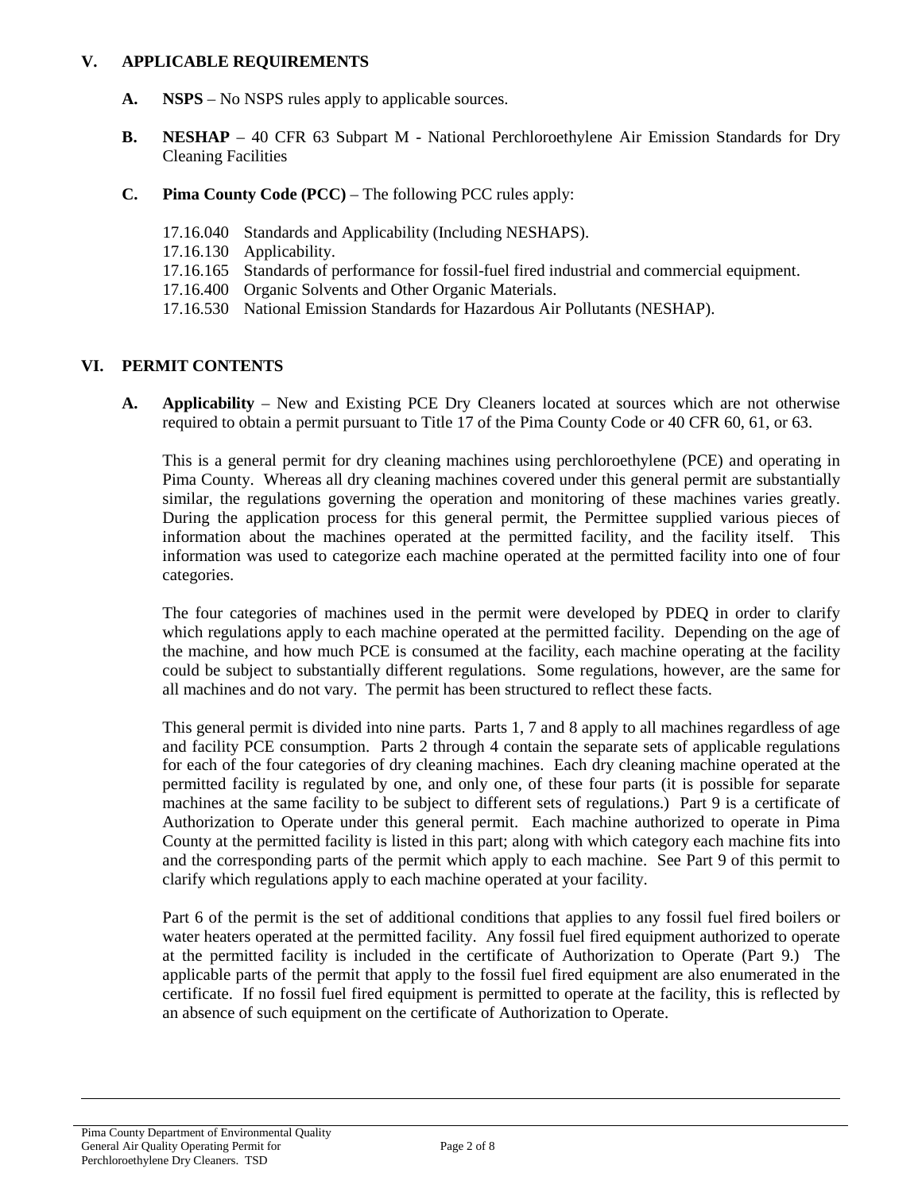## V. APPLICABLE REQUIREMENTS

**A. NSPS** – No NSPS rules apply to applicable sources.

**B. NESHAP** – 40 CFR 63 Subpart M - National Perchloroethylene Air Emission Standards for Dry Cleaning Facilities

**C. Pima County Code (PCC)** – The following PCC rules apply:

17.16.040 Standards and Applicability (Including NESHAPS).
17.16.130 Applicability.
17.16.165 Standards of performance for fossil-fuel fired industrial and commercial equipment.
17.16.400 Organic Solvents and Other Organic Materials.
17.16.530 National Emission Standards for Hazardous Air Pollutants (NESHAP).

## VI. PERMIT CONTENTS

**A. Applicability** – New and Existing PCE Dry Cleaners located at sources which are not otherwise required to obtain a permit pursuant to Title 17 of the Pima County Code or 40 CFR 60, 61, or 63.

This is a general permit for dry cleaning machines using perchloroethylene (PCE) and operating in Pima County. Whereas all dry cleaning machines covered under this general permit are substantially similar, the regulations governing the operation and monitoring of these machines varies greatly. During the application process for this general permit, the Permittee supplied various pieces of information about the machines operated at the permitted facility, and the facility itself. This information was used to categorize each machine operated at the permitted facility into one of four categories.

The four categories of machines used in the permit were developed by PDEQ in order to clarify which regulations apply to each machine operated at the permitted facility. Depending on the age of the machine, and how much PCE is consumed at the facility, each machine operating at the facility could be subject to substantially different regulations. Some regulations, however, are the same for all machines and do not vary. The permit has been structured to reflect these facts.

This general permit is divided into nine parts. Parts 1, 7 and 8 apply to all machines regardless of age and facility PCE consumption. Parts 2 through 4 contain the separate sets of applicable regulations for each of the four categories of dry cleaning machines. Each dry cleaning machine operated at the permitted facility is regulated by one, and only one, of these four parts (it is possible for separate machines at the same facility to be subject to different sets of regulations.) Part 9 is a certificate of Authorization to Operate under this general permit. Each machine authorized to operate in Pima County at the permitted facility is listed in this part; along with which category each machine fits into and the corresponding parts of the permit which apply to each machine. See Part 9 of this permit to clarify which regulations apply to each machine operated at your facility.

Part 6 of the permit is the set of additional conditions that applies to any fossil fuel fired boilers or water heaters operated at the permitted facility. Any fossil fuel fired equipment authorized to operate at the permitted facility is included in the certificate of Authorization to Operate (Part 9.) The applicable parts of the permit that apply to the fossil fuel fired equipment are also enumerated in the certificate. If no fossil fuel fired equipment is permitted to operate at the facility, this is reflected by an absence of such equipment on the certificate of Authorization to Operate.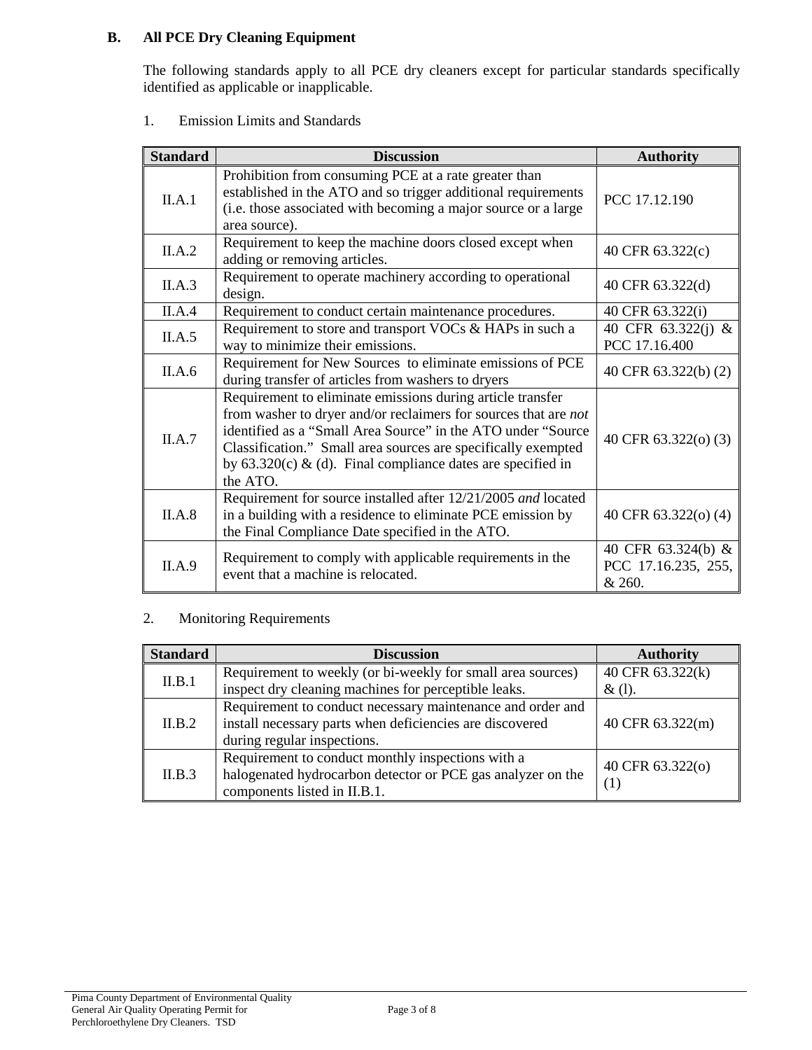## B. All PCE Dry Cleaning Equipment

The following standards apply to all PCE dry cleaners except for particular standards specifically identified as applicable or inapplicable.

### 1. Emission Limits and Standards

| Standard | Discussion | Authority |
|---|---|---|
| II.A.1 | Prohibition from consuming PCE at a rate greater than established in the ATO and so trigger additional requirements (i.e. those associated with becoming a major source or a large area source). | PCC 17.12.190 |
| II.A.2 | Requirement to keep the machine doors closed except when adding or removing articles. | 40 CFR 63.322(c) |
| II.A.3 | Requirement to operate machinery according to operational design. | 40 CFR 63.322(d) |
| II.A.4 | Requirement to conduct certain maintenance procedures. | 40 CFR 63.322(i) |
| II.A.5 | Requirement to store and transport VOCs & HAPs in such a way to minimize their emissions. | 40 CFR 63.322(j) & PCC 17.16.400 |
| II.A.6 | Requirement for New Sources to eliminate emissions of PCE during transfer of articles from washers to dryers | 40 CFR 63.322(b) (2) |
| II.A.7 | Requirement to eliminate emissions during article transfer from washer to dryer and/or reclaimers for sources that are *not* identified as a "Small Area Source" in the ATO under "Source Classification." Small area sources are specifically exempted by 63.320(c) & (d). Final compliance dates are specified in the ATO. | 40 CFR 63.322(o) (3) |
| II.A.8 | Requirement for source installed after 12/21/2005 *and* located in a building with a residence to eliminate PCE emission by the Final Compliance Date specified in the ATO. | 40 CFR 63.322(o) (4) |
| II.A.9 | Requirement to comply with applicable requirements in the event that a machine is relocated. | 40 CFR 63.324(b) & PCC 17.16.235, 255, & 260. |

### 2. Monitoring Requirements

| Standard | Discussion | Authority |
|---|---|---|
| II.B.1 | Requirement to weekly (or bi-weekly for small area sources) inspect dry cleaning machines for perceptible leaks. | 40 CFR 63.322(k) & (l). |
| II.B.2 | Requirement to conduct necessary maintenance and order and install necessary parts when deficiencies are discovered during regular inspections. | 40 CFR 63.322(m) |
| II.B.3 | Requirement to conduct monthly inspections with a halogenated hydrocarbon detector or PCE gas analyzer on the components listed in II.B.1. | 40 CFR 63.322(o) (1) |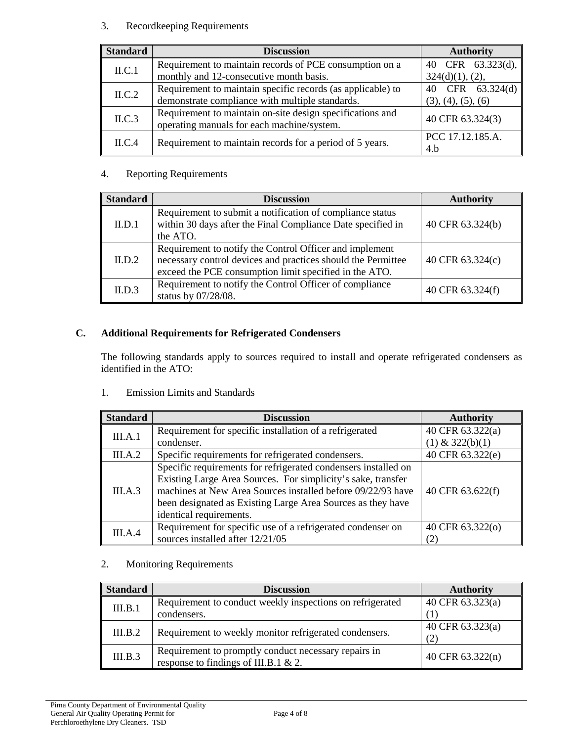3. Recordkeeping Requirements

| Standard | Discussion | Authority |
|---|---|---|
| II.C.1 | Requirement to maintain records of PCE consumption on a monthly and 12-consecutive month basis. | 40 CFR 63.323(d), 324(d)(1), (2), |
| II.C.2 | Requirement to maintain specific records (as applicable) to demonstrate compliance with multiple standards. | 40 CFR 63.324(d) (3), (4), (5), (6) |
| II.C.3 | Requirement to maintain on-site design specifications and operating manuals for each machine/system. | 40 CFR 63.324(3) |
| II.C.4 | Requirement to maintain records for a period of 5 years. | PCC 17.12.185.A. 4.b |

4. Reporting Requirements

| Standard | Discussion | Authority |
|---|---|---|
| II.D.1 | Requirement to submit a notification of compliance status within 30 days after the Final Compliance Date specified in the ATO. | 40 CFR 63.324(b) |
| II.D.2 | Requirement to notify the Control Officer and implement necessary control devices and practices should the Permittee exceed the PCE consumption limit specified in the ATO. | 40 CFR 63.324(c) |
| II.D.3 | Requirement to notify the Control Officer of compliance status by 07/28/08. | 40 CFR 63.324(f) |

## C. Additional Requirements for Refrigerated Condensers

The following standards apply to sources required to install and operate refrigerated condensers as identified in the ATO:

1. Emission Limits and Standards

| Standard | Discussion | Authority |
|---|---|---|
| III.A.1 | Requirement for specific installation of a refrigerated condenser. | 40 CFR 63.322(a) (1) & 322(b)(1) |
| III.A.2 | Specific requirements for refrigerated condensers. | 40 CFR 63.322(e) |
| III.A.3 | Specific requirements for refrigerated condensers installed on Existing Large Area Sources. For simplicity's sake, transfer machines at New Area Sources installed before 09/22/93 have been designated as Existing Large Area Sources as they have identical requirements. | 40 CFR 63.622(f) |
| III.A.4 | Requirement for specific use of a refrigerated condenser on sources installed after 12/21/05 | 40 CFR 63.322(o) (2) |

2. Monitoring Requirements

| Standard | Discussion | Authority |
|---|---|---|
| III.B.1 | Requirement to conduct weekly inspections on refrigerated condensers. | 40 CFR 63.323(a) (1) |
| III.B.2 | Requirement to weekly monitor refrigerated condensers. | 40 CFR 63.323(a) (2) |
| III.B.3 | Requirement to promptly conduct necessary repairs in response to findings of III.B.1 & 2. | 40 CFR 63.322(n) |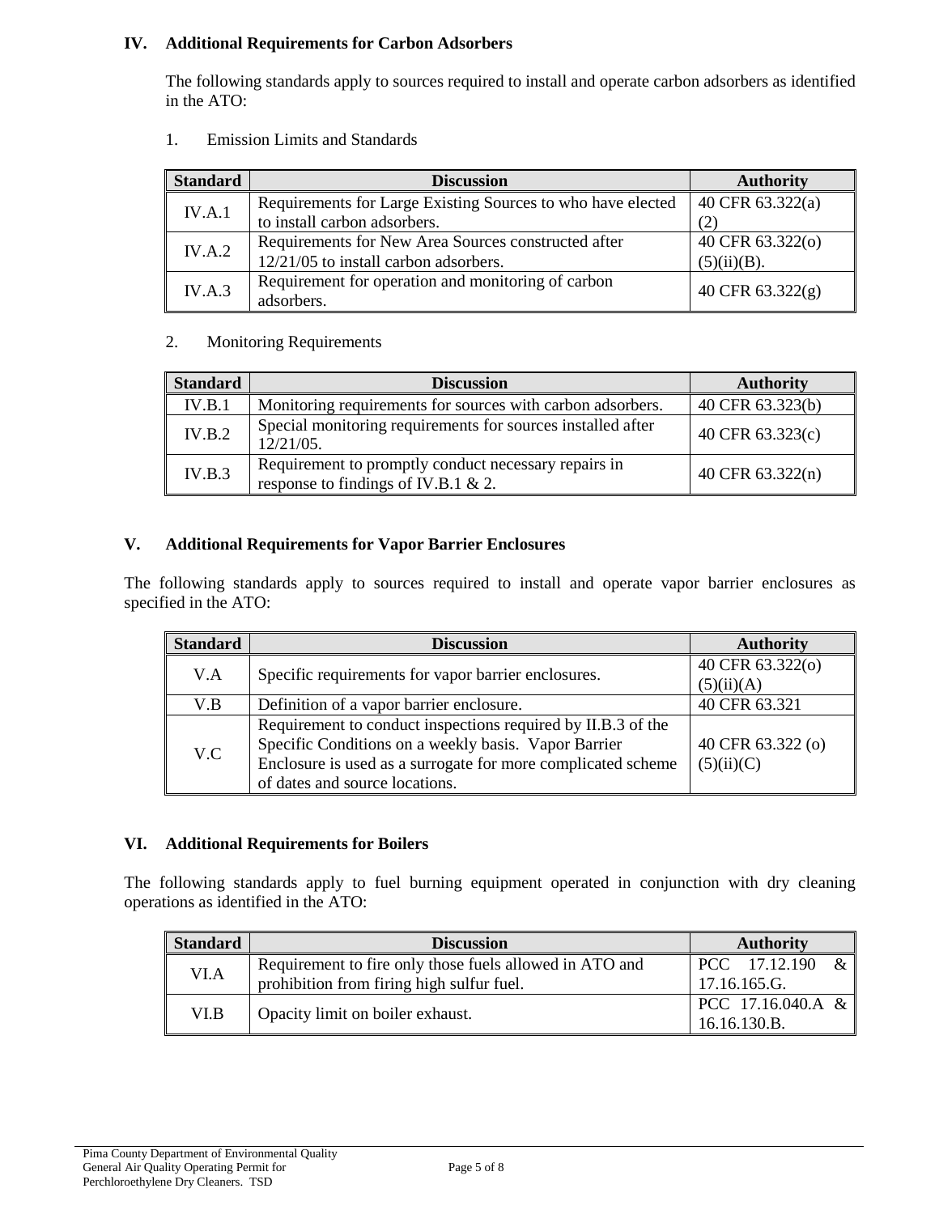## IV. Additional Requirements for Carbon Adsorbers

The following standards apply to sources required to install and operate carbon adsorbers as identified in the ATO:

1. Emission Limits and Standards

| Standard | Discussion | Authority |
|---|---|---|
| IV.A.1 | Requirements for Large Existing Sources to who have elected to install carbon adsorbers. | 40 CFR 63.322(a)(2) |
| IV.A.2 | Requirements for New Area Sources constructed after 12/21/05 to install carbon adsorbers. | 40 CFR 63.322(o)(5)(ii)(B). |
| IV.A.3 | Requirement for operation and monitoring of carbon adsorbers. | 40 CFR 63.322(g) |

2. Monitoring Requirements

| Standard | Discussion | Authority |
|---|---|---|
| IV.B.1 | Monitoring requirements for sources with carbon adsorbers. | 40 CFR 63.323(b) |
| IV.B.2 | Special monitoring requirements for sources installed after 12/21/05. | 40 CFR 63.323(c) |
| IV.B.3 | Requirement to promptly conduct necessary repairs in response to findings of IV.B.1 & 2. | 40 CFR 63.322(n) |

## V. Additional Requirements for Vapor Barrier Enclosures

The following standards apply to sources required to install and operate vapor barrier enclosures as specified in the ATO:

| Standard | Discussion | Authority |
|---|---|---|
| V.A | Specific requirements for vapor barrier enclosures. | 40 CFR 63.322(o)(5)(ii)(A) |
| V.B | Definition of a vapor barrier enclosure. | 40 CFR 63.321 |
| V.C | Requirement to conduct inspections required by II.B.3 of the Specific Conditions on a weekly basis. Vapor Barrier Enclosure is used as a surrogate for more complicated scheme of dates and source locations. | 40 CFR 63.322 (o)(5)(ii)(C) |

## VI. Additional Requirements for Boilers

The following standards apply to fuel burning equipment operated in conjunction with dry cleaning operations as identified in the ATO:

| Standard | Discussion | Authority |
|---|---|---|
| VI.A | Requirement to fire only those fuels allowed in ATO and prohibition from firing high sulfur fuel. | PCC 17.12.190 & 17.16.165.G. |
| VI.B | Opacity limit on boiler exhaust. | PCC 17.16.040.A & 16.16.130.B. |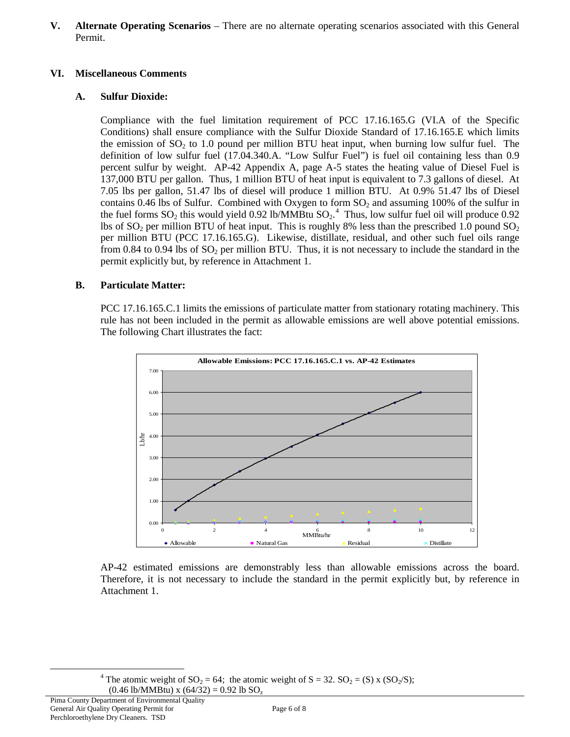**V. Alternate Operating Scenarios** – There are no alternate operating scenarios associated with this General Permit.

## VI. Miscellaneous Comments

### A. Sulfur Dioxide:

Compliance with the fuel limitation requirement of PCC 17.16.165.G (VI.A of the Specific Conditions) shall ensure compliance with the Sulfur Dioxide Standard of 17.16.165.E which limits the emission of $SO_2$ to 1.0 pound per million BTU heat input, when burning low sulfur fuel. The definition of low sulfur fuel (17.04.340.A. "Low Sulfur Fuel") is fuel oil containing less than 0.9 percent sulfur by weight. AP-42 Appendix A, page A-5 states the heating value of Diesel Fuel is 137,000 BTU per gallon. Thus, 1 million BTU of heat input is equivalent to 7.3 gallons of diesel. At 7.05 lbs per gallon, 51.47 lbs of diesel will produce 1 million BTU. At 0.9% 51.47 lbs of Diesel contains 0.46 lbs of Sulfur. Combined with Oxygen to form $SO_2$ and assuming 100% of the sulfur in the fuel forms $SO_2$ this would yield 0.92 lb/MMBtu $SO_2$.[4] Thus, low sulfur fuel oil will produce 0.92 lbs of $SO_2$ per million BTU of heat input. This is roughly 8% less than the prescribed 1.0 pound $SO_2$ per million BTU (PCC 17.16.165.G). Likewise, distillate, residual, and other such fuel oils range from 0.84 to 0.94 lbs of $SO_2$ per million BTU. Thus, it is not necessary to include the standard in the permit explicitly but, by reference in Attachment 1.

### B. Particulate Matter:

PCC 17.16.165.C.1 limits the emissions of particulate matter from stationary rotating machinery. This rule has not been included in the permit as allowable emissions are well above potential emissions. The following Chart illustrates the fact:

**Allowable Emissions: PCC 17.16.165.C.1 vs. AP-42 Estimates**

AP-42 estimated emissions are demonstrably less than allowable emissions across the board. Therefore, it is not necessary to include the standard in the permit explicitly but, by reference in Attachment 1.

---

[4] The atomic weight of $SO_2$ = 64; the atomic weight of S = 32. $SO_2$ = (S) x ($SO_2$/S);
(0.46 lb/MMBtu) x (64/32) = 0.92 lb $SO_z$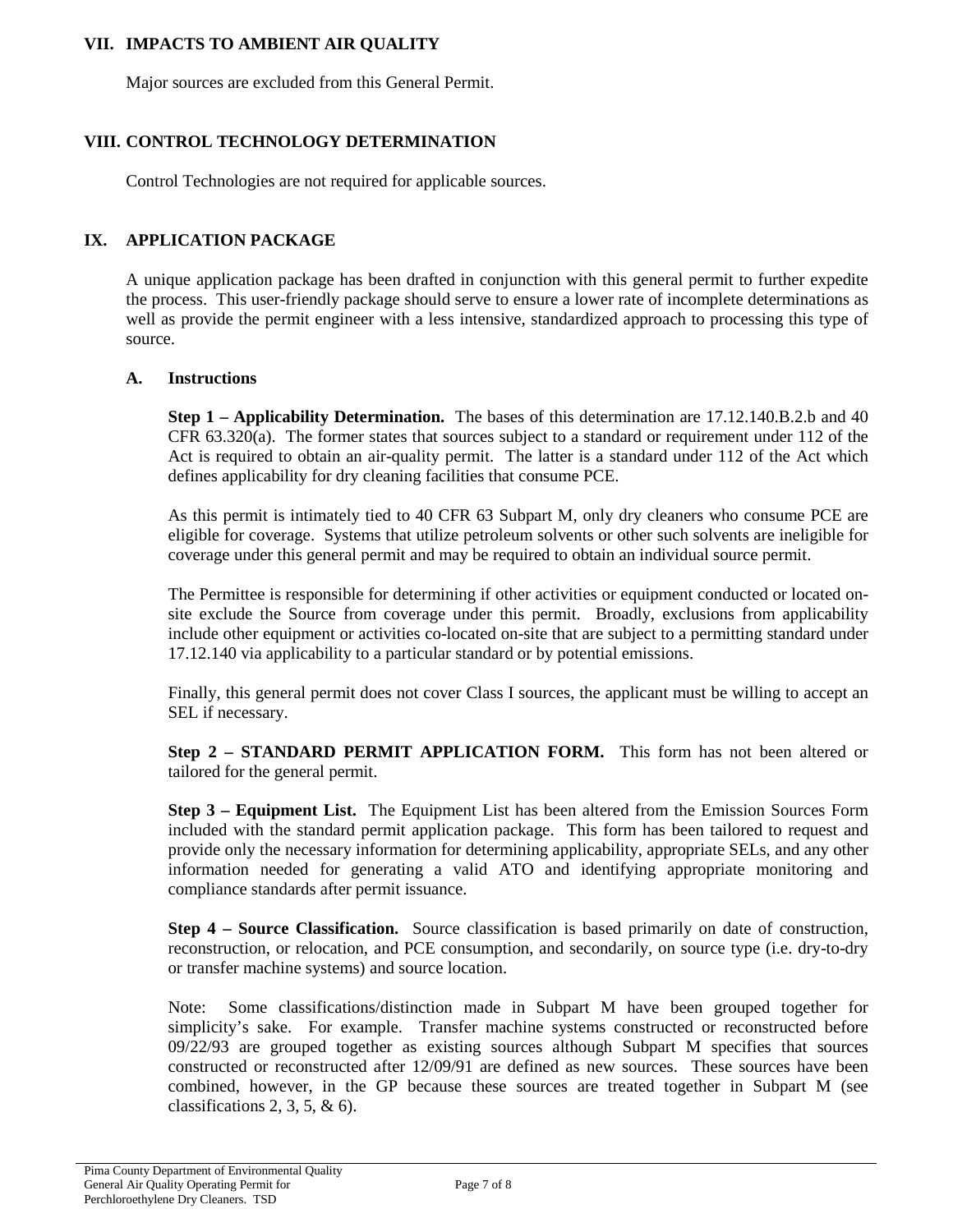## VII. IMPACTS TO AMBIENT AIR QUALITY

Major sources are excluded from this General Permit.

## VIII. CONTROL TECHNOLOGY DETERMINATION

Control Technologies are not required for applicable sources.

## IX. APPLICATION PACKAGE

A unique application package has been drafted in conjunction with this general permit to further expedite the process. This user-friendly package should serve to ensure a lower rate of incomplete determinations as well as provide the permit engineer with a less intensive, standardized approach to processing this type of source.

### A. Instructions

**Step 1 – Applicability Determination.** The bases of this determination are 17.12.140.B.2.b and 40 CFR 63.320(a). The former states that sources subject to a standard or requirement under 112 of the Act is required to obtain an air-quality permit. The latter is a standard under 112 of the Act which defines applicability for dry cleaning facilities that consume PCE.

As this permit is intimately tied to 40 CFR 63 Subpart M, only dry cleaners who consume PCE are eligible for coverage. Systems that utilize petroleum solvents or other such solvents are ineligible for coverage under this general permit and may be required to obtain an individual source permit.

The Permittee is responsible for determining if other activities or equipment conducted or located on-site exclude the Source from coverage under this permit. Broadly, exclusions from applicability include other equipment or activities co-located on-site that are subject to a permitting standard under 17.12.140 via applicability to a particular standard or by potential emissions.

Finally, this general permit does not cover Class I sources, the applicant must be willing to accept an SEL if necessary.

**Step 2 – STANDARD PERMIT APPLICATION FORM.** This form has not been altered or tailored for the general permit.

**Step 3 – Equipment List.** The Equipment List has been altered from the Emission Sources Form included with the standard permit application package. This form has been tailored to request and provide only the necessary information for determining applicability, appropriate SELs, and any other information needed for generating a valid ATO and identifying appropriate monitoring and compliance standards after permit issuance.

**Step 4 – Source Classification.** Source classification is based primarily on date of construction, reconstruction, or relocation, and PCE consumption, and secondarily, on source type (i.e. dry-to-dry or transfer machine systems) and source location.

Note: Some classifications/distinction made in Subpart M have been grouped together for simplicity's sake. For example. Transfer machine systems constructed or reconstructed before 09/22/93 are grouped together as existing sources although Subpart M specifies that sources constructed or reconstructed after 12/09/91 are defined as new sources. These sources have been combined, however, in the GP because these sources are treated together in Subpart M (see classifications 2, 3, 5, & 6).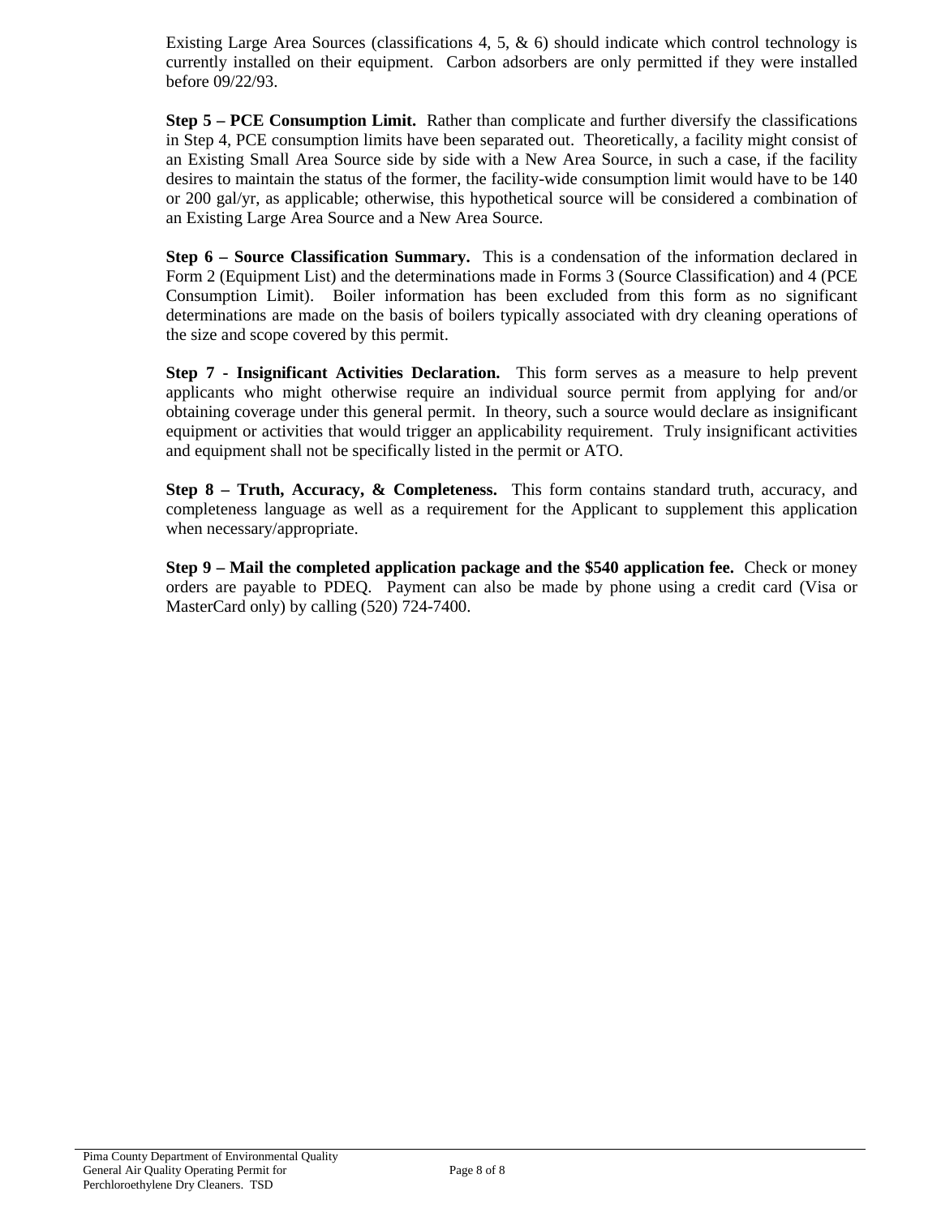Existing Large Area Sources (classifications 4, 5, & 6) should indicate which control technology is currently installed on their equipment. Carbon adsorbers are only permitted if they were installed before 09/22/93.

**Step 5 – PCE Consumption Limit.** Rather than complicate and further diversify the classifications in Step 4, PCE consumption limits have been separated out. Theoretically, a facility might consist of an Existing Small Area Source side by side with a New Area Source, in such a case, if the facility desires to maintain the status of the former, the facility-wide consumption limit would have to be 140 or 200 gal/yr, as applicable; otherwise, this hypothetical source will be considered a combination of an Existing Large Area Source and a New Area Source.

**Step 6 – Source Classification Summary.** This is a condensation of the information declared in Form 2 (Equipment List) and the determinations made in Forms 3 (Source Classification) and 4 (PCE Consumption Limit). Boiler information has been excluded from this form as no significant determinations are made on the basis of boilers typically associated with dry cleaning operations of the size and scope covered by this permit.

**Step 7 - Insignificant Activities Declaration.** This form serves as a measure to help prevent applicants who might otherwise require an individual source permit from applying for and/or obtaining coverage under this general permit. In theory, such a source would declare as insignificant equipment or activities that would trigger an applicability requirement. Truly insignificant activities and equipment shall not be specifically listed in the permit or ATO.

**Step 8 – Truth, Accuracy, & Completeness.** This form contains standard truth, accuracy, and completeness language as well as a requirement for the Applicant to supplement this application when necessary/appropriate.

**Step 9 – Mail the completed application package and the $540 application fee.** Check or money orders are payable to PDEQ. Payment can also be made by phone using a credit card (Visa or MasterCard only) by calling (520) 724-7400.